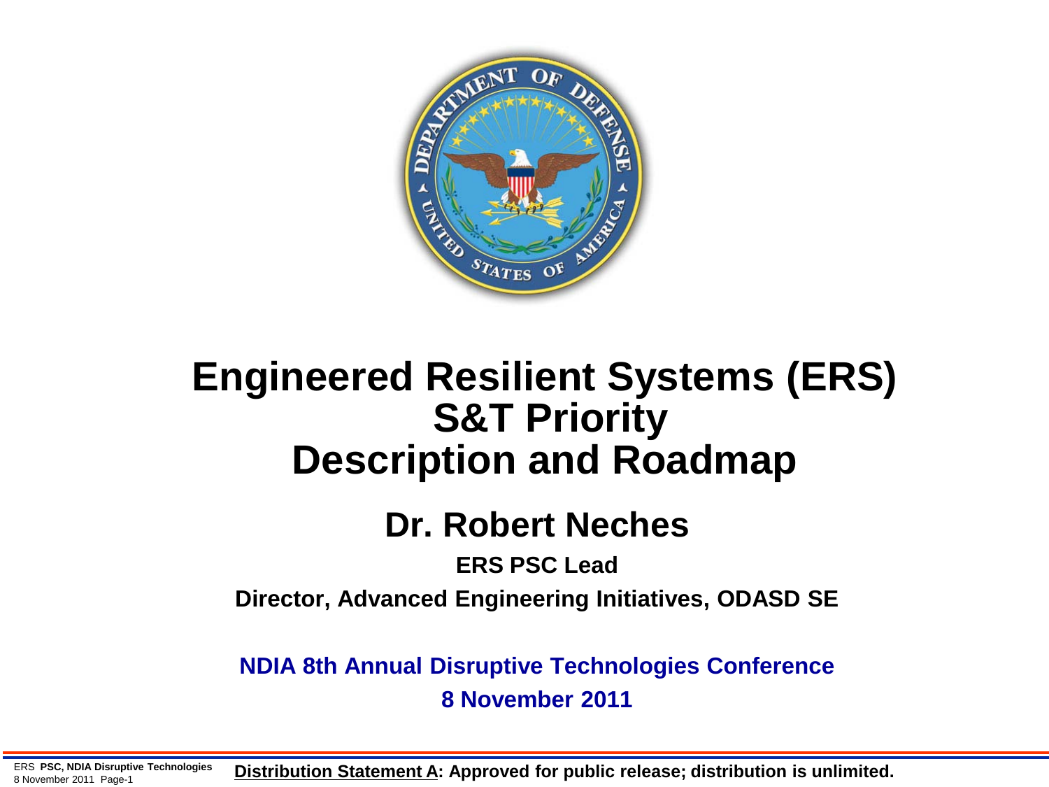# Engineered Resilient Systems (ERS) S&T Priority Description and Roadmap

## Dr. Robert Neches

**ERS PSC Lead**

**Director, Advanced Engineering Initiatives, ODASD SE**

**NDIA 8th Annual Disruptive Technologies Conference**

**8 November 2011**

**Distribution Statement A: Approved for public release; distribution is unlimited.**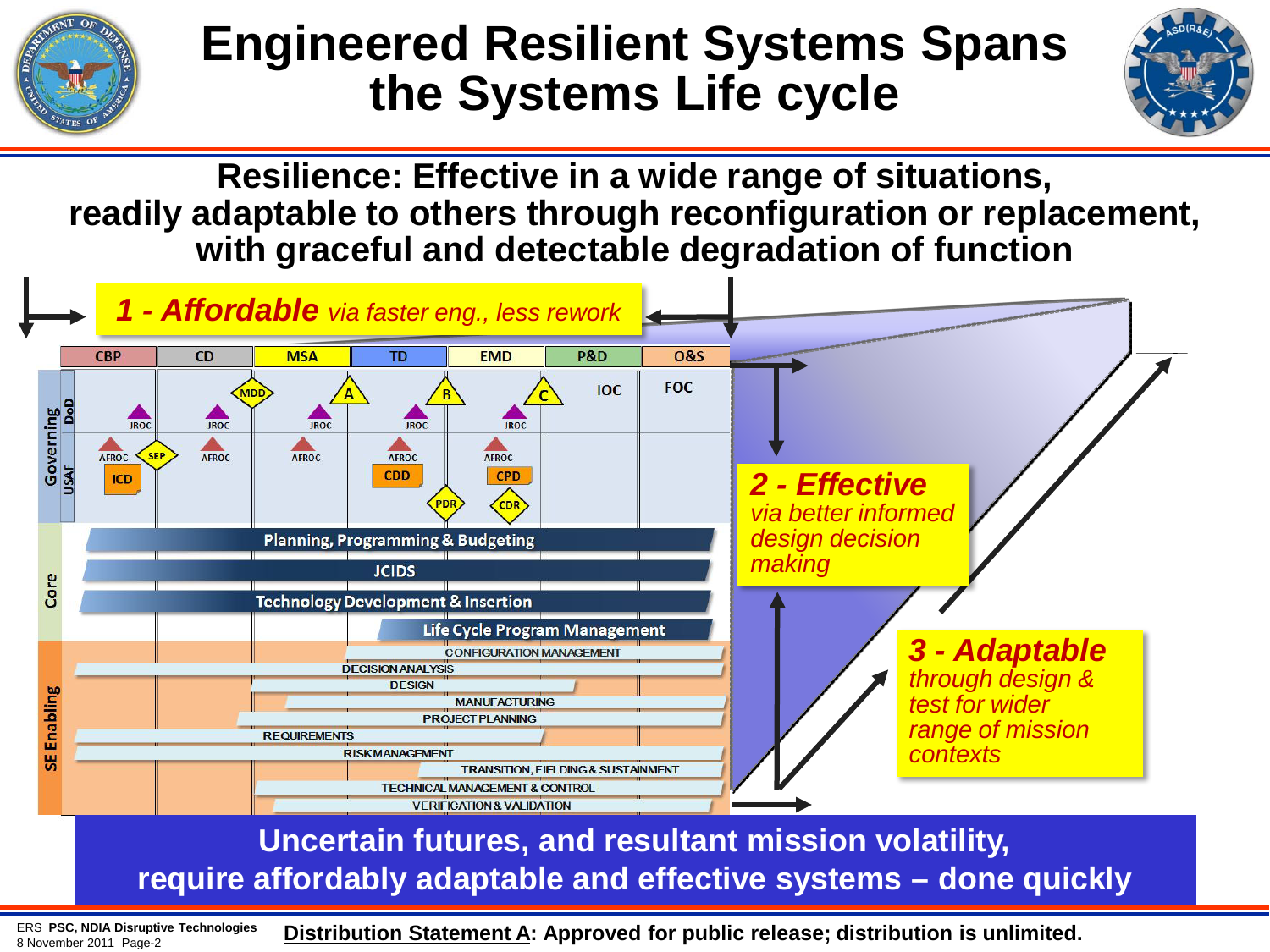# Engineered Resilient Systems Spans the Systems Life cycle

**Resilience: Effective in a wide range of situations, readily adaptable to others through reconfiguration or replacement, with graceful and detectable degradation of function**

***1 - Affordable*** *via faster eng., less rework*

| CBP | CD | MSA | TD | EMD | P&D | O&S |
|---|---|---|---|---|---|---|

Governing (DoD / USAF): JROC, AFROC, ICD, SEP, MDD, A, B, C, CDD, CPD, PDR, CDR, IOC, FOC

Core:
- Planning, Programming & Budgeting
- JCIDS
- Technology Development & Insertion
- Life Cycle Program Management

SE Enabling:
- CONFIGURATION MANAGEMENT
- DECISION ANALYSIS
- DESIGN
- MANUFACTURING
- PROJECT PLANNING
- REQUIREMENTS
- RISK MANAGEMENT
- TRANSITION, FIELDING & SUSTAINMENT
- TECHNICAL MANAGEMENT & CONTROL
- VERIFICATION & VALIDATION

***2 - Effective*** *via better informed design decision making*

***3 - Adaptable*** *through design & test for wider range of mission contexts*

**Uncertain futures, and resultant mission volatility, require affordably adaptable and effective systems – done quickly**

ERS **PSC, NDIA Disruptive Technologies**
8 November 2011

**Distribution Statement A: Approved for public release; distribution is unlimited.**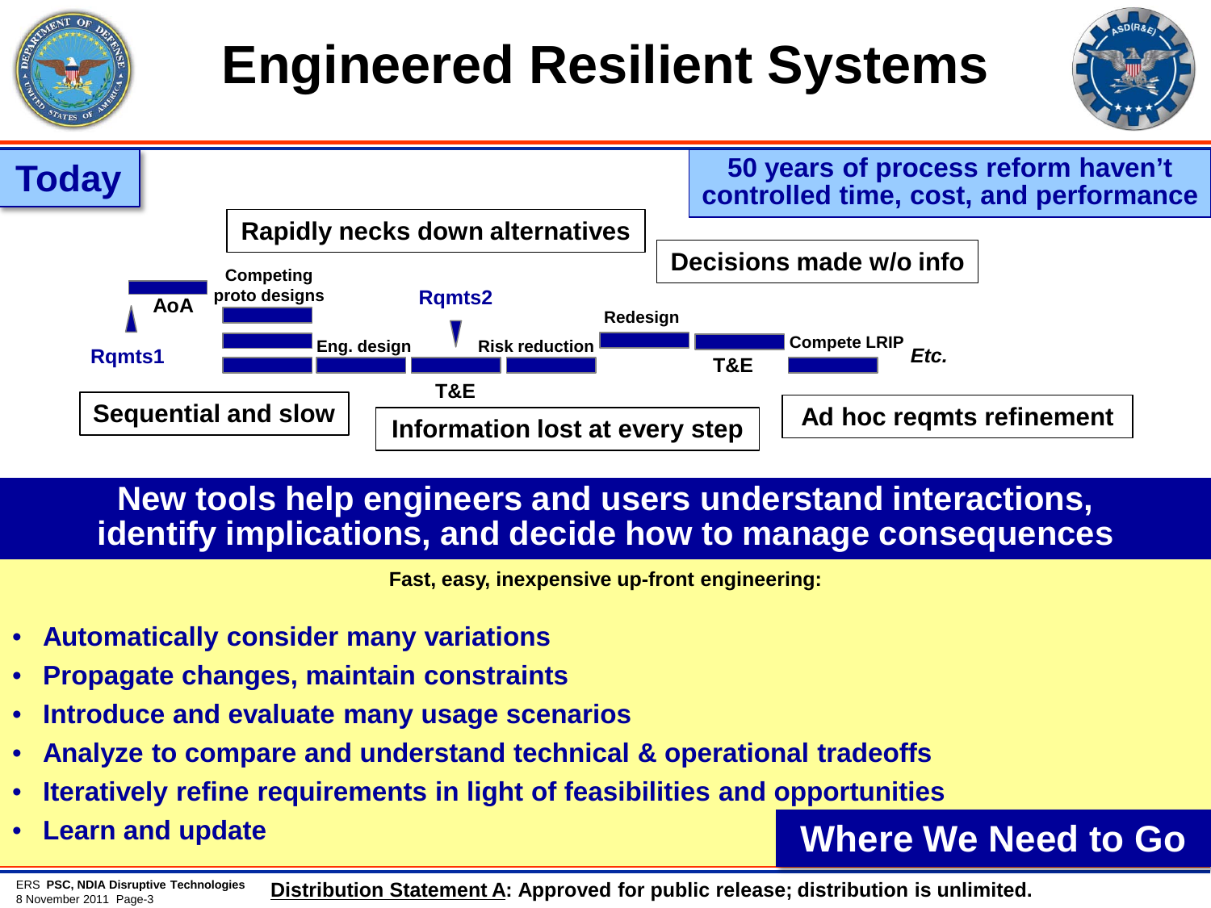# Engineered Resilient Systems

## Today

**50 years of process reform haven't controlled time, cost, and performance**

Rapidly necks down alternatives

Decisions made w/o info

Rqmts1 — AoA — Competing proto designs — Eng. design — Rqmts2 — T&E — Risk reduction — Redesign — T&E — Compete LRIP — *Etc.*

Sequential and slow

Information lost at every step

Ad hoc reqmts refinement

**New tools help engineers and users understand interactions, identify implications, and decide how to manage consequences**

**Fast, easy, inexpensive up-front engineering:**

- **Automatically consider many variations**
- **Propagate changes, maintain constraints**
- **Introduce and evaluate many usage scenarios**
- **Analyze to compare and understand technical & operational tradeoffs**
- **Iteratively refine requirements in light of feasibilities and opportunities**
- **Learn and update**

## Where We Need to Go

ERS **PSC, NDIA Disruptive Technologies**
8 November 2011

**Distribution Statement A: Approved for public release; distribution is unlimited.**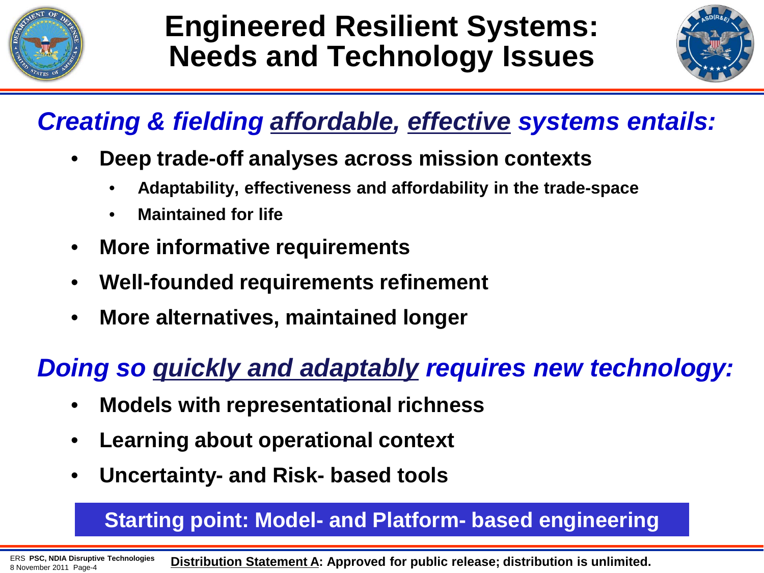# Engineered Resilient Systems: Needs and Technology Issues

***Creating & fielding affordable, effective systems entails:***

- **Deep trade-off analyses across mission contexts**
  - **Adaptability, effectiveness and affordability in the trade-space**
  - **Maintained for life**
- **More informative requirements**
- **Well-founded requirements refinement**
- **More alternatives, maintained longer**

***Doing so quickly and adaptably requires new technology:***

- **Models with representational richness**
- **Learning about operational context**
- **Uncertainty- and Risk- based tools**

**Starting point: Model- and Platform- based engineering**

**Distribution Statement A: Approved for public release; distribution is unlimited.**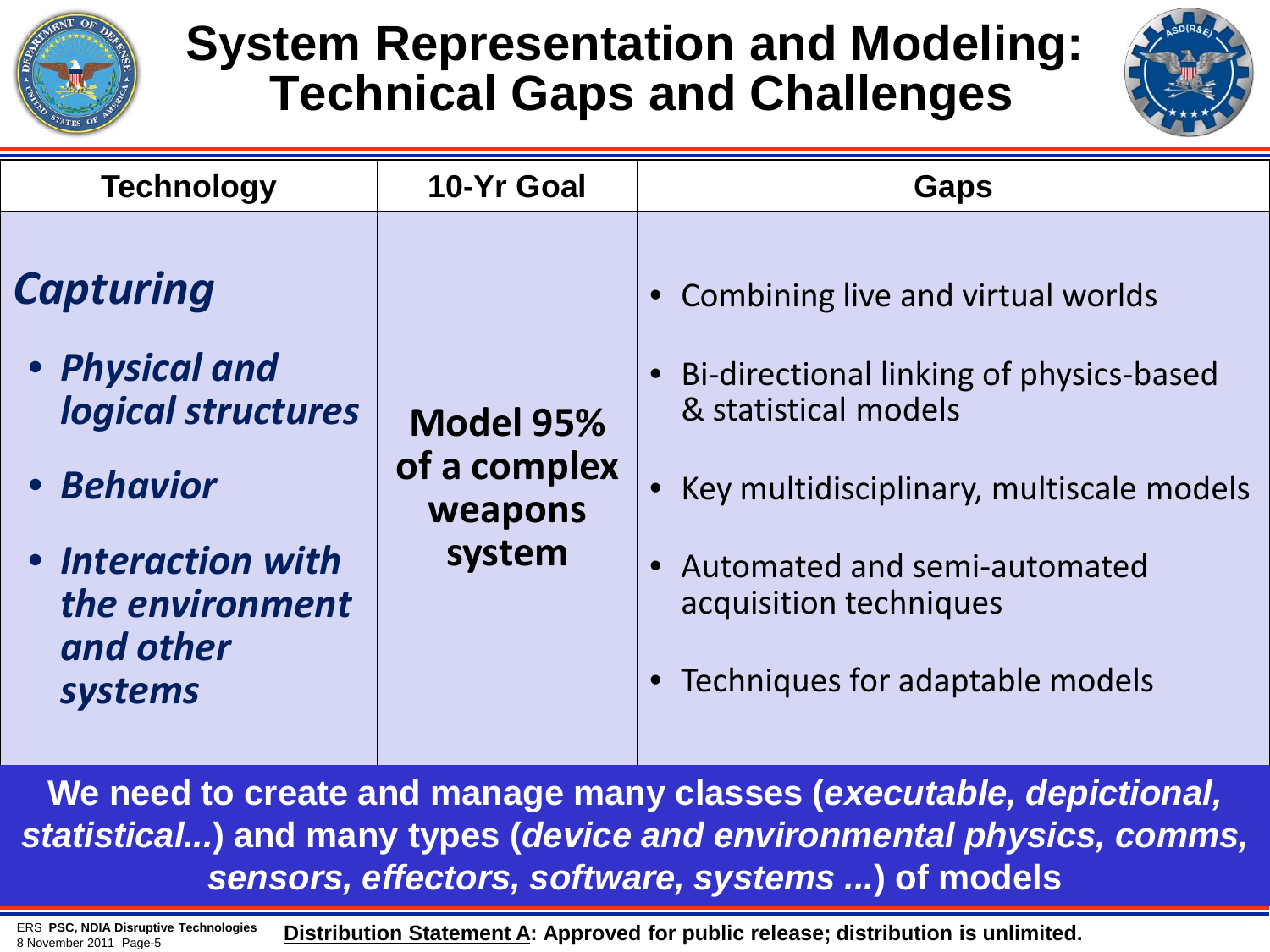# System Representation and Modeling: Technical Gaps and Challenges

| Technology | 10-Yr Goal | Gaps |
|---|---|---|
| ***Capturing*** <br> • ***Physical and logical structures*** <br> • ***Behavior*** <br> • ***Interaction with the environment and other systems*** | **Model 95% of a complex weapons system** | • Combining live and virtual worlds <br> • Bi-directional linking of physics-based & statistical models <br> • Key multidisciplinary, multiscale models <br> • Automated and semi-automated acquisition techniques <br> • Techniques for adaptable models |

**We need to create and manage many classes (*executable, depictional, statistical...*) and many types (*device and environmental physics, comms, sensors, effectors, software, systems ...*) of models**

ERS **PSC, NDIA Disruptive Technologies**
8 November 2011

**Distribution Statement A: Approved for public release; distribution is unlimited.**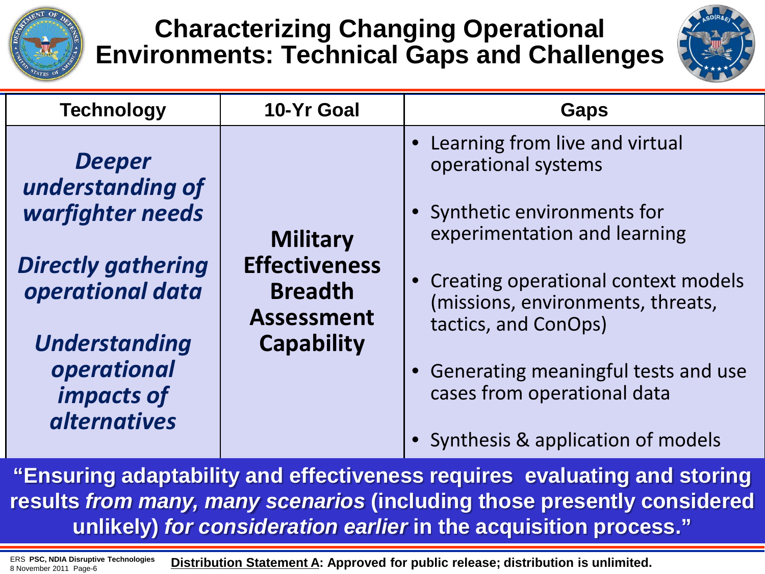# Characterizing Changing Operational Environments: Technical Gaps and Challenges

| Technology | 10-Yr Goal | Gaps |
|---|---|---|
| ***Deeper understanding of warfighter needs***<br><br>***Directly gathering operational data***<br><br>***Understanding operational impacts of alternatives*** | **Military Effectiveness Breadth Assessment Capability** | • Learning from live and virtual operational systems<br><br>• Synthetic environments for experimentation and learning<br><br>• Creating operational context models (missions, environments, threats, tactics, and ConOps)<br><br>• Generating meaningful tests and use cases from operational data<br><br>• Synthesis & application of models |

**"Ensuring adaptability and effectiveness requires evaluating and storing results *from many, many scenarios* (including those presently considered unlikely) *for consideration earlier* in the acquisition process."**

ERS **PSC, NDIA Disruptive Technologies**
8 November 2011

**Distribution Statement A: Approved for public release; distribution is unlimited.**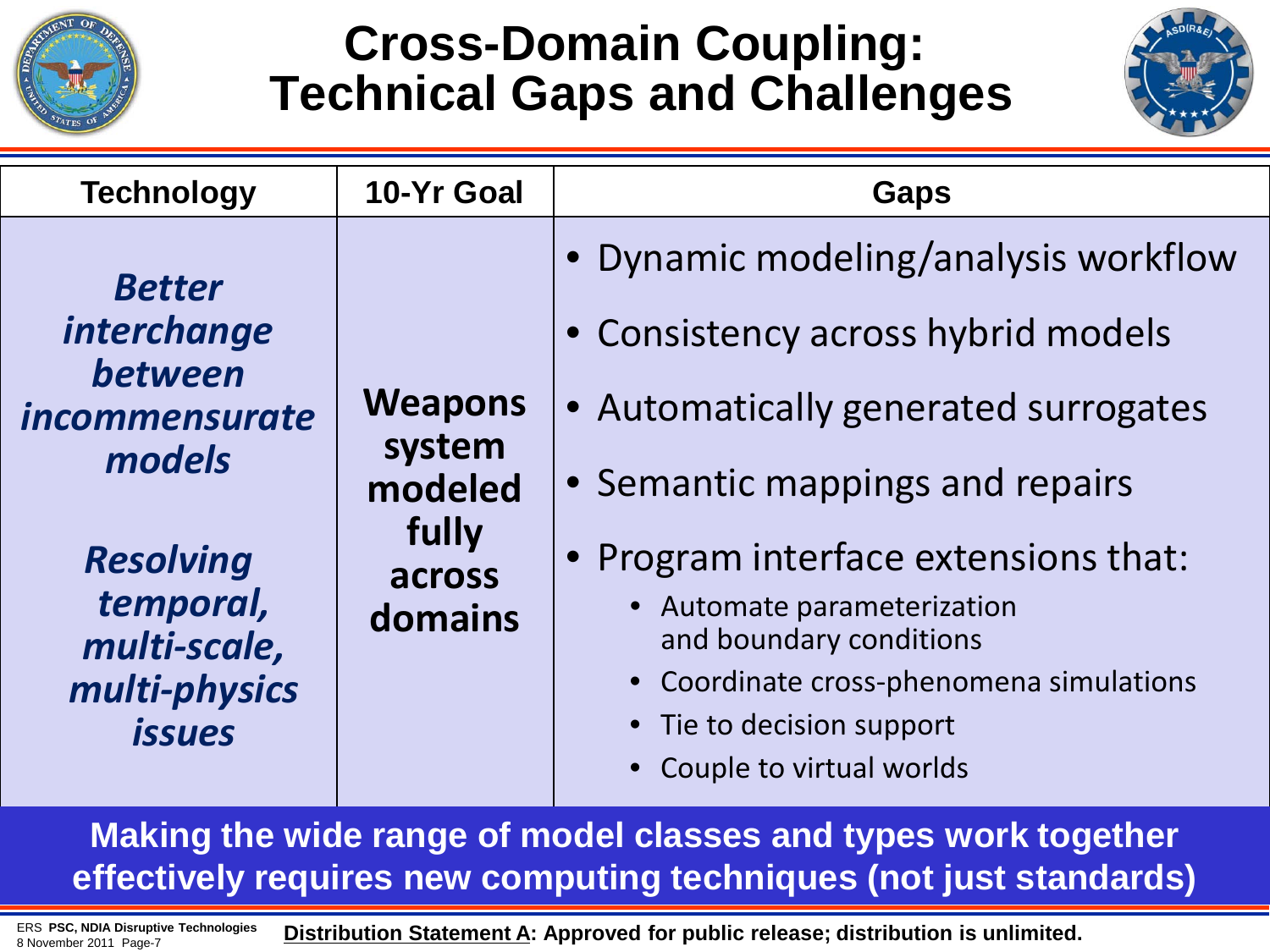# Cross-Domain Coupling: Technical Gaps and Challenges

| Technology | 10-Yr Goal | Gaps |
| --- | --- | --- |
| ***Better interchange between incommensurate models*** <br><br> ***Resolving temporal, multi-scale, multi-physics issues*** | **Weapons system modeled fully across domains** | • Dynamic modeling/analysis workflow <br> • Consistency across hybrid models <br> • Automatically generated surrogates <br> • Semantic mappings and repairs <br> • Program interface extensions that: <br> &nbsp;&nbsp;• Automate parameterization and boundary conditions <br> &nbsp;&nbsp;• Coordinate cross-phenomena simulations <br> &nbsp;&nbsp;• Tie to decision support <br> &nbsp;&nbsp;• Couple to virtual worlds |

**Making the wide range of model classes and types work together effectively requires new computing techniques (not just standards)**

ERS **PSC, NDIA Disruptive Technologies**
8 November 2011

**Distribution Statement A: Approved for public release; distribution is unlimited.**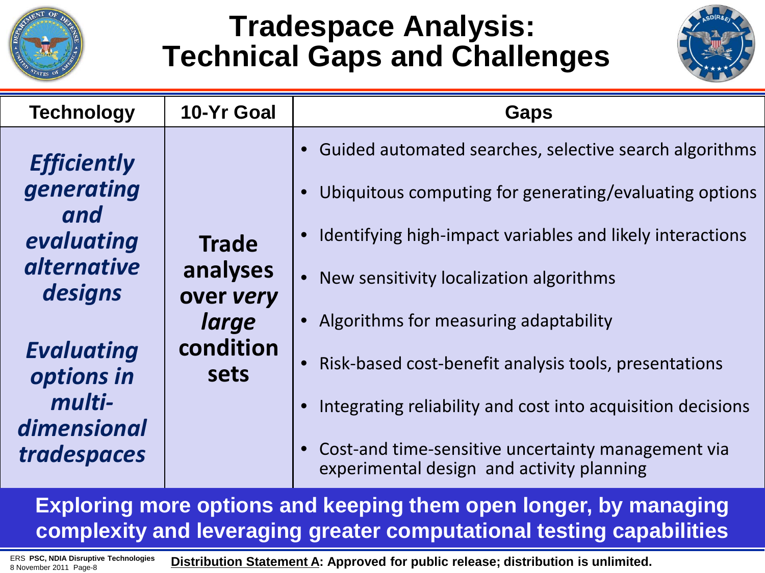# Tradespace Analysis: Technical Gaps and Challenges

| Technology | 10-Yr Goal | Gaps |
| --- | --- | --- |
| ***Efficiently generating and evaluating alternative designs*** <br><br> ***Evaluating options in multi-dimensional tradespaces*** | **Trade analyses over *very large* condition sets** | • Guided automated searches, selective search algorithms <br> • Ubiquitous computing for generating/evaluating options <br> • Identifying high-impact variables and likely interactions <br> • New sensitivity localization algorithms <br> • Algorithms for measuring adaptability <br> • Risk-based cost-benefit analysis tools, presentations <br> • Integrating reliability and cost into acquisition decisions <br> • Cost-and time-sensitive uncertainty management via experimental design and activity planning |

**Exploring more options and keeping them open longer, by managing complexity and leveraging greater computational testing capabilities**

**Distribution Statement A: Approved for public release; distribution is unlimited.**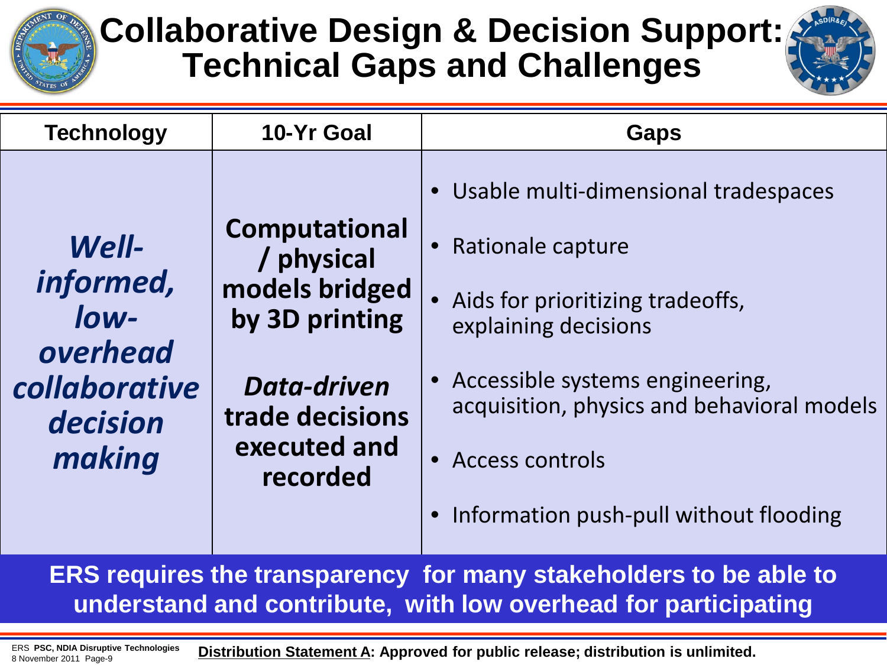# Collaborative Design & Decision Support: Technical Gaps and Challenges

| Technology | 10-Yr Goal | Gaps |
|---|---|---|
| ***Well-informed, low-overhead collaborative decision making*** | **Computational / physical models bridged by 3D printing** <br><br> ***Data-driven*** **trade decisions executed and recorded** | • Usable multi-dimensional tradespaces <br> • Rationale capture <br> • Aids for prioritizing tradeoffs, explaining decisions <br> • Accessible systems engineering, acquisition, physics and behavioral models <br> • Access controls <br> • Information push-pull without flooding |

**ERS requires the transparency for many stakeholders to be able to understand and contribute, with low overhead for participating**

**Distribution Statement A: Approved for public release; distribution is unlimited.**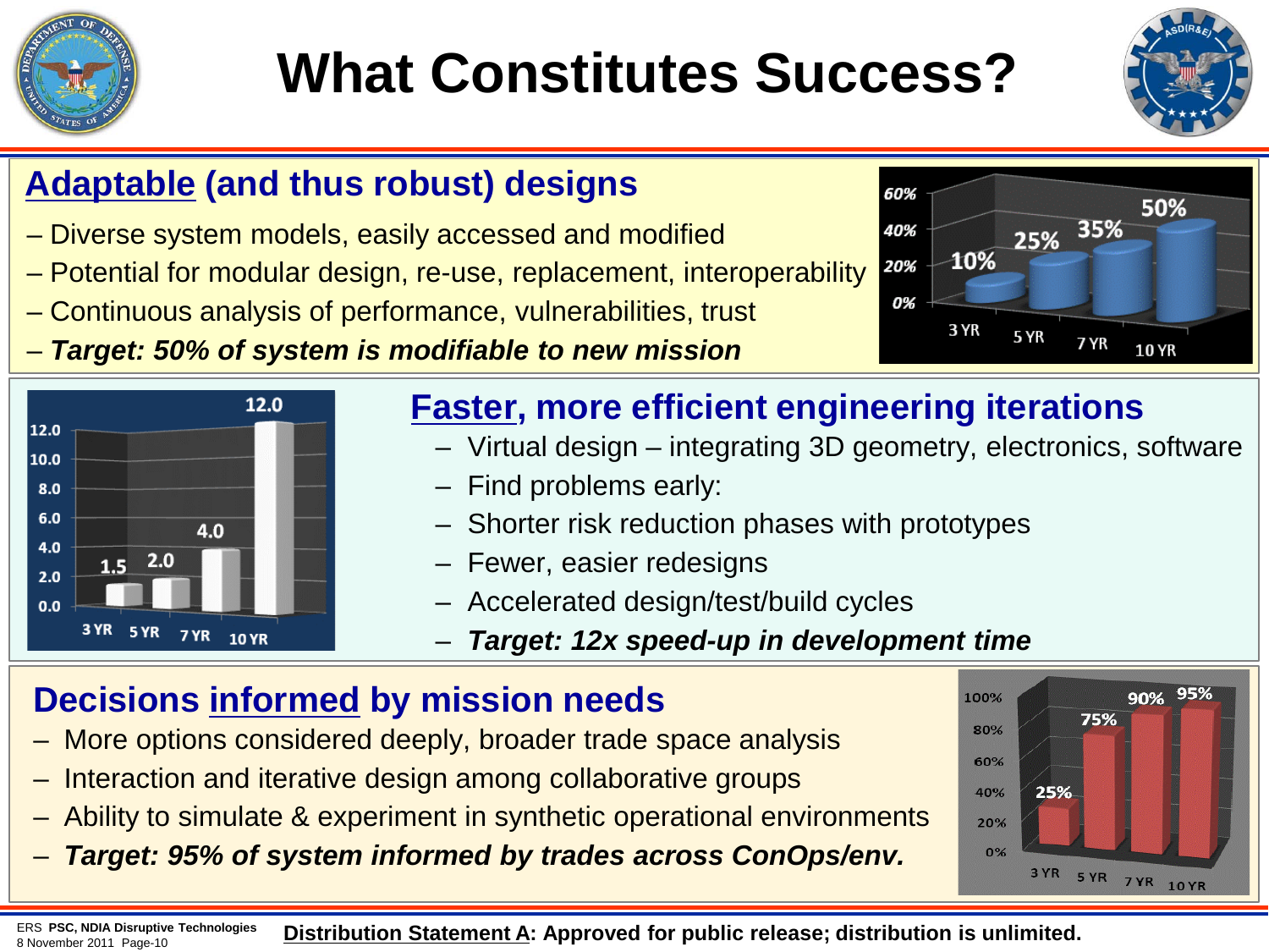# What Constitutes Success?

## Adaptable (and thus robust) designs

- Diverse system models, easily accessed and modified
- Potential for modular design, re-use, replacement, interoperability
- Continuous analysis of performance, vulnerabilities, trust
- ***Target: 50% of system is modifiable to new mission***

| 3 YR | 5 YR | 7 YR | 10 YR |
|---|---|---|---|
| 10% | 25% | 35% | 50% |

## Faster, more efficient engineering iterations

- Virtual design – integrating 3D geometry, electronics, software
- Find problems early:
- Shorter risk reduction phases with prototypes
- Fewer, easier redesigns
- Accelerated design/test/build cycles
- ***Target: 12x speed-up in development time***

| 3 YR | 5 YR | 7 YR | 10 YR |
|---|---|---|---|
| 1.5 | 2.0 | 4.0 | 12.0 |

## Decisions informed by mission needs

- More options considered deeply, broader trade space analysis
- Interaction and iterative design among collaborative groups
- Ability to simulate & experiment in synthetic operational environments
- ***Target: 95% of system informed by trades across ConOps/env.***

| 3 YR | 5 YR | 7 YR | 10 YR |
|---|---|---|---|
| 25% | 75% | 90% | 95% |

ERS **PSC, NDIA Disruptive Technologies**
8 November 2011

**Distribution Statement A: Approved for public release; distribution is unlimited.**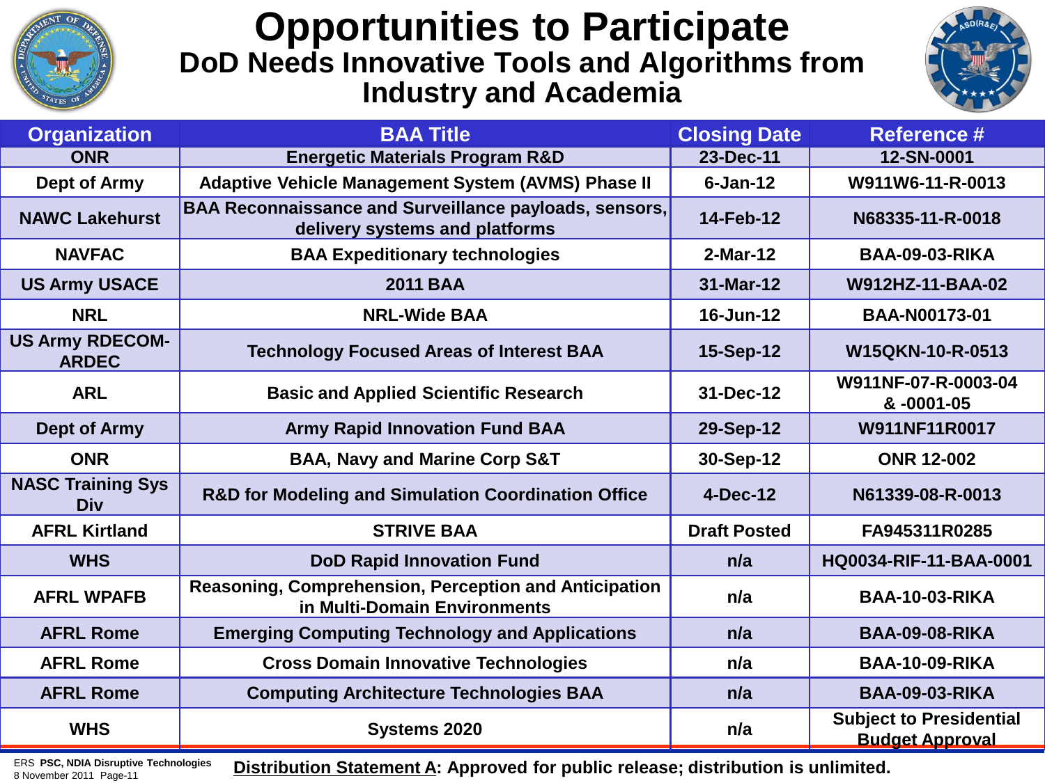# Opportunities to Participate

## DoD Needs Innovative Tools and Algorithms from Industry and Academia

| Organization | BAA Title | Closing Date | Reference # |
|---|---|---|---|
| ONR | Energetic Materials Program R&D | 23-Dec-11 | 12-SN-0001 |
| Dept of Army | Adaptive Vehicle Management System (AVMS) Phase II | 6-Jan-12 | W911W6-11-R-0013 |
| NAWC Lakehurst | BAA Reconnaissance and Surveillance payloads, sensors, delivery systems and platforms | 14-Feb-12 | N68335-11-R-0018 |
| NAVFAC | BAA Expeditionary technologies | 2-Mar-12 | BAA-09-03-RIKA |
| US Army USACE | 2011 BAA | 31-Mar-12 | W912HZ-11-BAA-02 |
| NRL | NRL-Wide BAA | 16-Jun-12 | BAA-N00173-01 |
| US Army RDECOM-ARDEC | Technology Focused Areas of Interest BAA | 15-Sep-12 | W15QKN-10-R-0513 |
| ARL | Basic and Applied Scientific Research | 31-Dec-12 | W911NF-07-R-0003-04 & -0001-05 |
| Dept of Army | Army Rapid Innovation Fund BAA | 29-Sep-12 | W911NF11R0017 |
| ONR | BAA, Navy and Marine Corp S&T | 30-Sep-12 | ONR 12-002 |
| NASC Training Sys Div | R&D for Modeling and Simulation Coordination Office | 4-Dec-12 | N61339-08-R-0013 |
| AFRL Kirtland | STRIVE BAA | Draft Posted | FA945311R0285 |
| WHS | DoD Rapid Innovation Fund | n/a | HQ0034-RIF-11-BAA-0001 |
| AFRL WPAFB | Reasoning, Comprehension, Perception and Anticipation in Multi-Domain Environments | n/a | BAA-10-03-RIKA |
| AFRL Rome | Emerging Computing Technology and Applications | n/a | BAA-09-08-RIKA |
| AFRL Rome | Cross Domain Innovative Technologies | n/a | BAA-10-09-RIKA |
| AFRL Rome | Computing Architecture Technologies BAA | n/a | BAA-09-03-RIKA |
| WHS | Systems 2020 | n/a | Subject to Presidential Budget Approval |

ERS **PSC, NDIA Disruptive Technologies**
8 November 2011

**Distribution Statement A: Approved for public release; distribution is unlimited.**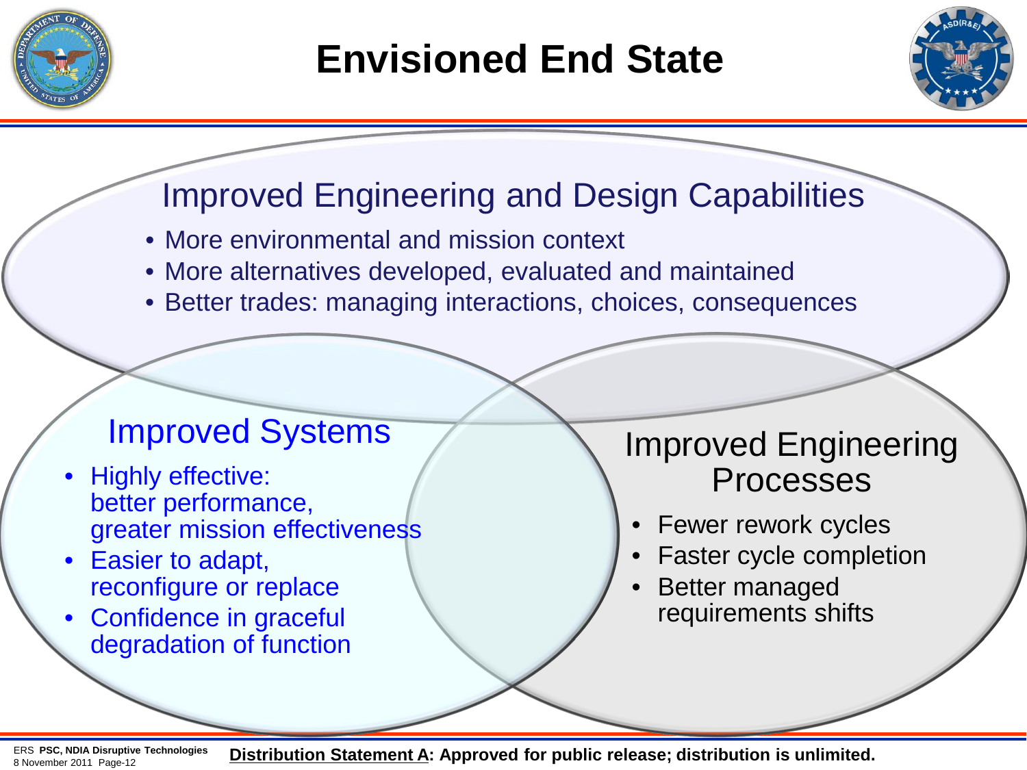# Envisioned End State

## Improved Engineering and Design Capabilities

- More environmental and mission context
- More alternatives developed, evaluated and maintained
- Better trades: managing interactions, choices, consequences

## Improved Systems

- Highly effective: better performance, greater mission effectiveness
- Easier to adapt, reconfigure or replace
- Confidence in graceful degradation of function

## Improved Engineering Processes

- Fewer rework cycles
- Faster cycle completion
- Better managed requirements shifts

**Distribution Statement A: Approved for public release; distribution is unlimited.**